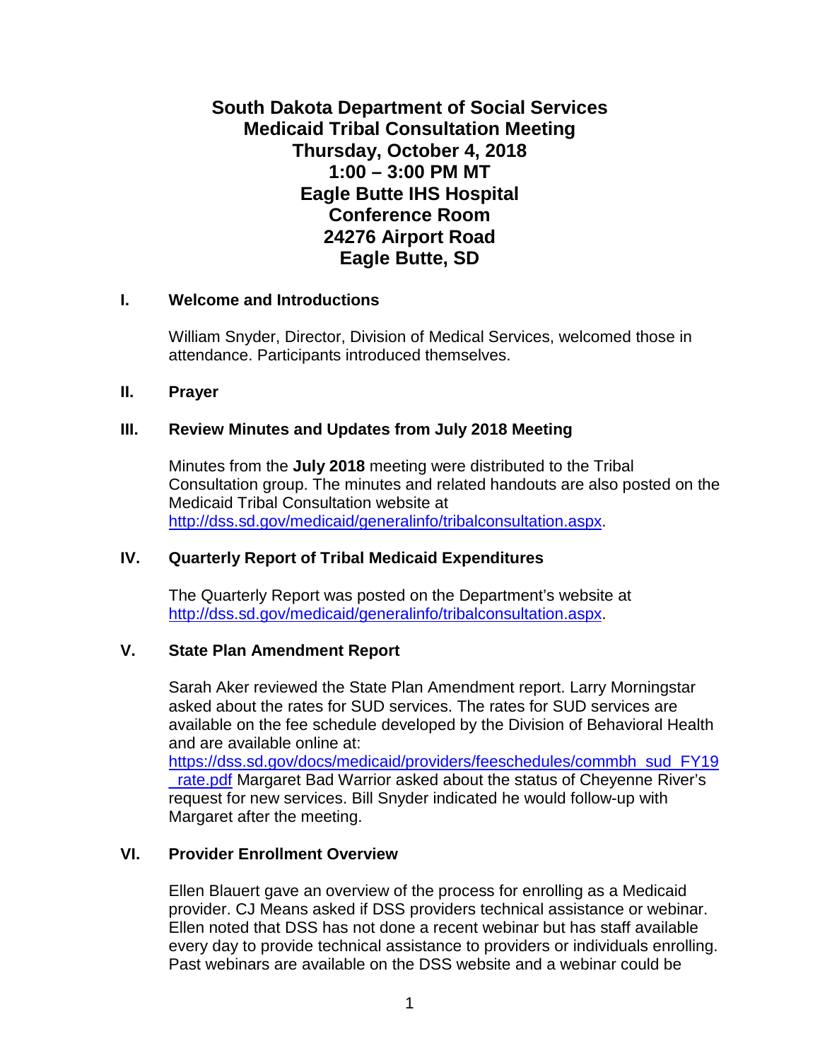# South Dakota Department of Social Services
# Medicaid Tribal Consultation Meeting
# Thursday, October 4, 2018
# 1:00 – 3:00 PM MT
# Eagle Butte IHS Hospital
# Conference Room
# 24276 Airport Road
# Eagle Butte, SD

## I. Welcome and Introductions

William Snyder, Director, Division of Medical Services, welcomed those in attendance. Participants introduced themselves.

## II. Prayer

## III. Review Minutes and Updates from July 2018 Meeting

Minutes from the **July 2018** meeting were distributed to the Tribal Consultation group. The minutes and related handouts are also posted on the Medicaid Tribal Consultation website at http://dss.sd.gov/medicaid/generalinfo/tribalconsultation.aspx.

## IV. Quarterly Report of Tribal Medicaid Expenditures

The Quarterly Report was posted on the Department's website at http://dss.sd.gov/medicaid/generalinfo/tribalconsultation.aspx.

## V. State Plan Amendment Report

Sarah Aker reviewed the State Plan Amendment report. Larry Morningstar asked about the rates for SUD services. The rates for SUD services are available on the fee schedule developed by the Division of Behavioral Health and are available online at: https://dss.sd.gov/docs/medicaid/providers/feeschedules/commbh_sud_FY19_rate.pdf Margaret Bad Warrior asked about the status of Cheyenne River's request for new services. Bill Snyder indicated he would follow-up with Margaret after the meeting.

## VI. Provider Enrollment Overview

Ellen Blauert gave an overview of the process for enrolling as a Medicaid provider. CJ Means asked if DSS providers technical assistance or webinar. Ellen noted that DSS has not done a recent webinar but has staff available every day to provide technical assistance to providers or individuals enrolling. Past webinars are available on the DSS website and a webinar could be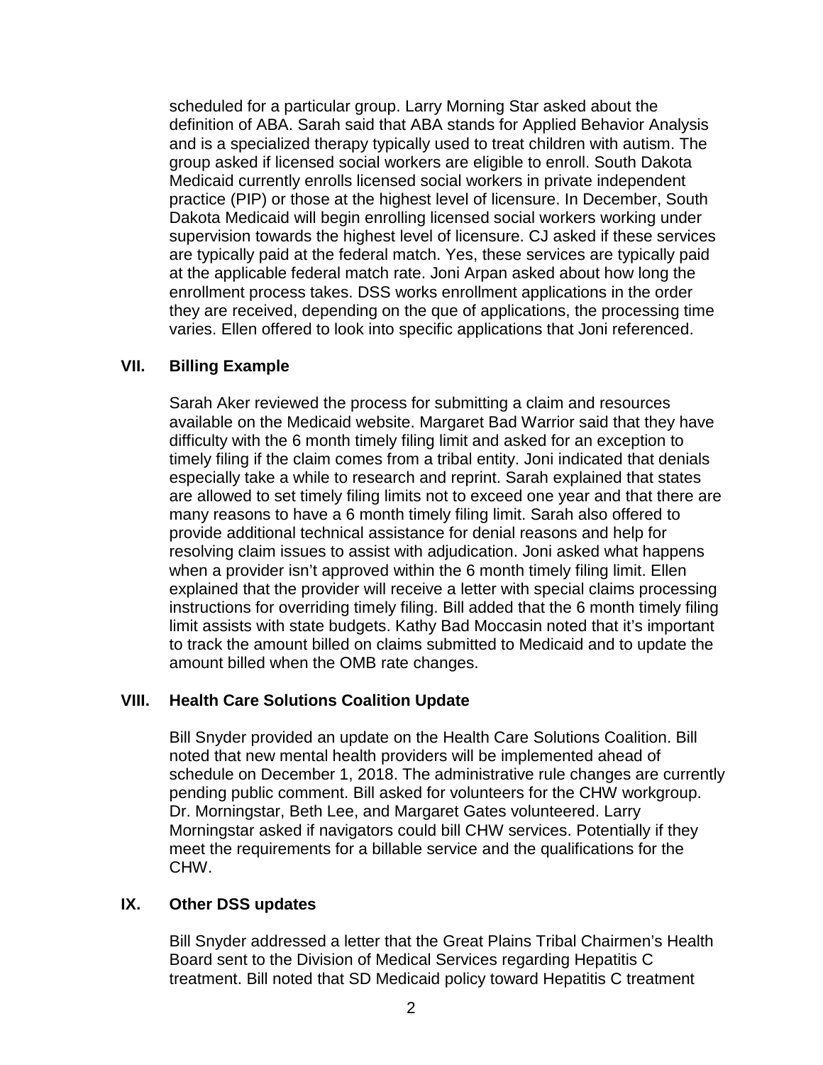scheduled for a particular group. Larry Morning Star asked about the definition of ABA. Sarah said that ABA stands for Applied Behavior Analysis and is a specialized therapy typically used to treat children with autism. The group asked if licensed social workers are eligible to enroll. South Dakota Medicaid currently enrolls licensed social workers in private independent practice (PIP) or those at the highest level of licensure. In December, South Dakota Medicaid will begin enrolling licensed social workers working under supervision towards the highest level of licensure. CJ asked if these services are typically paid at the federal match. Yes, these services are typically paid at the applicable federal match rate. Joni Arpan asked about how long the enrollment process takes. DSS works enrollment applications in the order they are received, depending on the que of applications, the processing time varies. Ellen offered to look into specific applications that Joni referenced.

## VII. Billing Example

Sarah Aker reviewed the process for submitting a claim and resources available on the Medicaid website. Margaret Bad Warrior said that they have difficulty with the 6 month timely filing limit and asked for an exception to timely filing if the claim comes from a tribal entity. Joni indicated that denials especially take a while to research and reprint. Sarah explained that states are allowed to set timely filing limits not to exceed one year and that there are many reasons to have a 6 month timely filing limit. Sarah also offered to provide additional technical assistance for denial reasons and help for resolving claim issues to assist with adjudication. Joni asked what happens when a provider isn't approved within the 6 month timely filing limit. Ellen explained that the provider will receive a letter with special claims processing instructions for overriding timely filing. Bill added that the 6 month timely filing limit assists with state budgets. Kathy Bad Moccasin noted that it's important to track the amount billed on claims submitted to Medicaid and to update the amount billed when the OMB rate changes.

## VIII. Health Care Solutions Coalition Update

Bill Snyder provided an update on the Health Care Solutions Coalition. Bill noted that new mental health providers will be implemented ahead of schedule on December 1, 2018. The administrative rule changes are currently pending public comment. Bill asked for volunteers for the CHW workgroup. Dr. Morningstar, Beth Lee, and Margaret Gates volunteered. Larry Morningstar asked if navigators could bill CHW services. Potentially if they meet the requirements for a billable service and the qualifications for the CHW.

## IX. Other DSS updates

Bill Snyder addressed a letter that the Great Plains Tribal Chairmen's Health Board sent to the Division of Medical Services regarding Hepatitis C treatment. Bill noted that SD Medicaid policy toward Hepatitis C treatment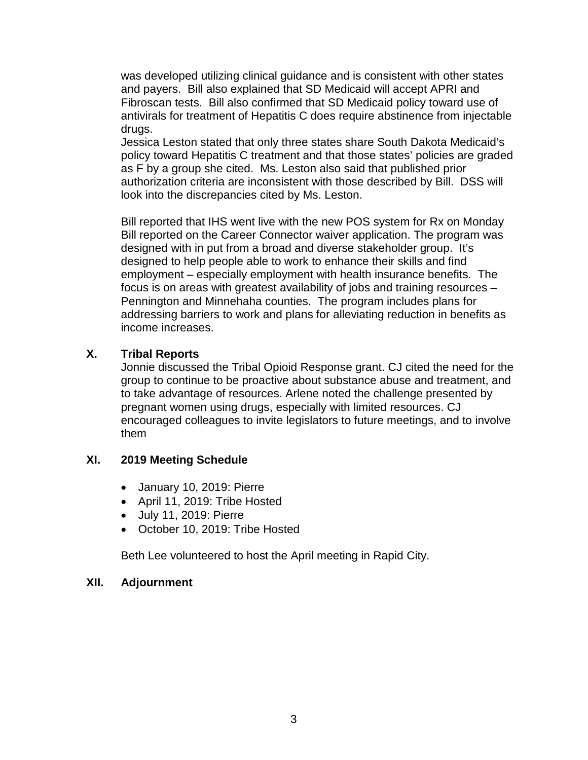was developed utilizing clinical guidance and is consistent with other states and payers. Bill also explained that SD Medicaid will accept APRI and Fibroscan tests. Bill also confirmed that SD Medicaid policy toward use of antivirals for treatment of Hepatitis C does require abstinence from injectable drugs.
Jessica Leston stated that only three states share South Dakota Medicaid's policy toward Hepatitis C treatment and that those states' policies are graded as F by a group she cited. Ms. Leston also said that published prior authorization criteria are inconsistent with those described by Bill. DSS will look into the discrepancies cited by Ms. Leston.

Bill reported that IHS went live with the new POS system for Rx on Monday
Bill reported on the Career Connector waiver application. The program was designed with in put from a broad and diverse stakeholder group. It's designed to help people able to work to enhance their skills and find employment – especially employment with health insurance benefits. The focus is on areas with greatest availability of jobs and training resources – Pennington and Minnehaha counties. The program includes plans for addressing barriers to work and plans for alleviating reduction in benefits as income increases.

## X. Tribal Reports

Jonnie discussed the Tribal Opioid Response grant. CJ cited the need for the group to continue to be proactive about substance abuse and treatment, and to take advantage of resources. Arlene noted the challenge presented by pregnant women using drugs, especially with limited resources. CJ encouraged colleagues to invite legislators to future meetings, and to involve them

## XI. 2019 Meeting Schedule

- January 10, 2019: Pierre
- April 11, 2019: Tribe Hosted
- July 11, 2019: Pierre
- October 10, 2019: Tribe Hosted

Beth Lee volunteered to host the April meeting in Rapid City.

## XII. Adjournment